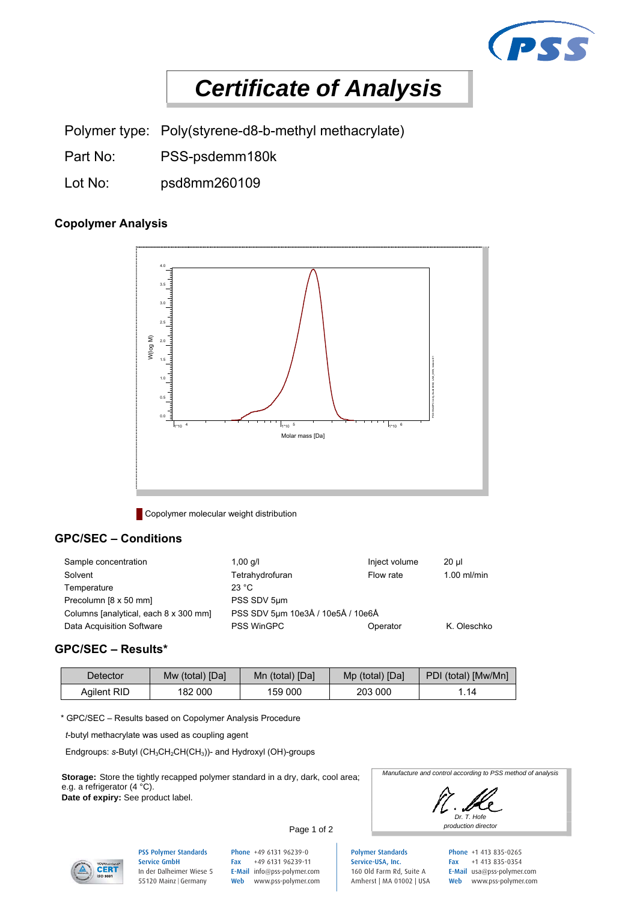# Certificate of Analysis

Polymer type: Poly(styrene-d8-b-methyl methacrylate)

Part No: PSS-psdemm180k

Lot No: psd8mm260109

## Copolymer Analysis

Copolymer molecular weight distribution

## GPC/SEC – Conditions

| | | | |
|---|---|---|---|
| Sample concentration | 1,00 g/l | Inject volume | 20 µl |
| Solvent | Tetrahydrofuran | Flow rate | 1.00 ml/min |
| Temperature | 23 °C | | |
| Precolumn [8 x 50 mm] | PSS SDV 5µm | | |
| Columns [analytical, each 8 x 300 mm] | PSS SDV 5µm 10e3Å / 10e5Å / 10e6Å | | |
| Data Acquisition Software | PSS WinGPC | Operator | K. Oleschko |

## GPC/SEC – Results*

| Detector | Mw (total) [Da] | Mn (total) [Da] | Mp (total) [Da] | PDI (total) [Mw/Mn] |
|---|---|---|---|---|
| Agilent RID | 182 000 | 159 000 | 203 000 | 1.14 |

* GPC/SEC – Results based on Copolymer Analysis Procedure

*t*-butyl methacrylate was used as coupling agent

Endgroups: *s*-Butyl ($CH_3CH_2CH(CH_3)$)- and Hydroxyl (OH)-groups

**Storage:** Store the tightly recapped polymer standard in a dry, dark, cool area; e.g. a refrigerator (4 °C).
**Date of expiry:** See product label.

*Manufacture and control according to PSS method of analysis*

*Dr. T. Hofe*
*production director*

PSS Polymer Standards Service GmbH
In der Dalheimer Wiese 5
55120 Mainz | Germany
Phone +49 6131 96239-0
Fax +49 6131 96239-11
E-Mail info@pss-polymer.com
Web www.pss-polymer.com

Polymer Standards Service-USA, Inc.
160 Old Farm Rd, Suite A
Amherst | MA 01002 | USA
Phone +1 413 835-0265
Fax +1 413 835-0354
E-Mail usa@pss-polymer.com
Web www.pss-polymer.com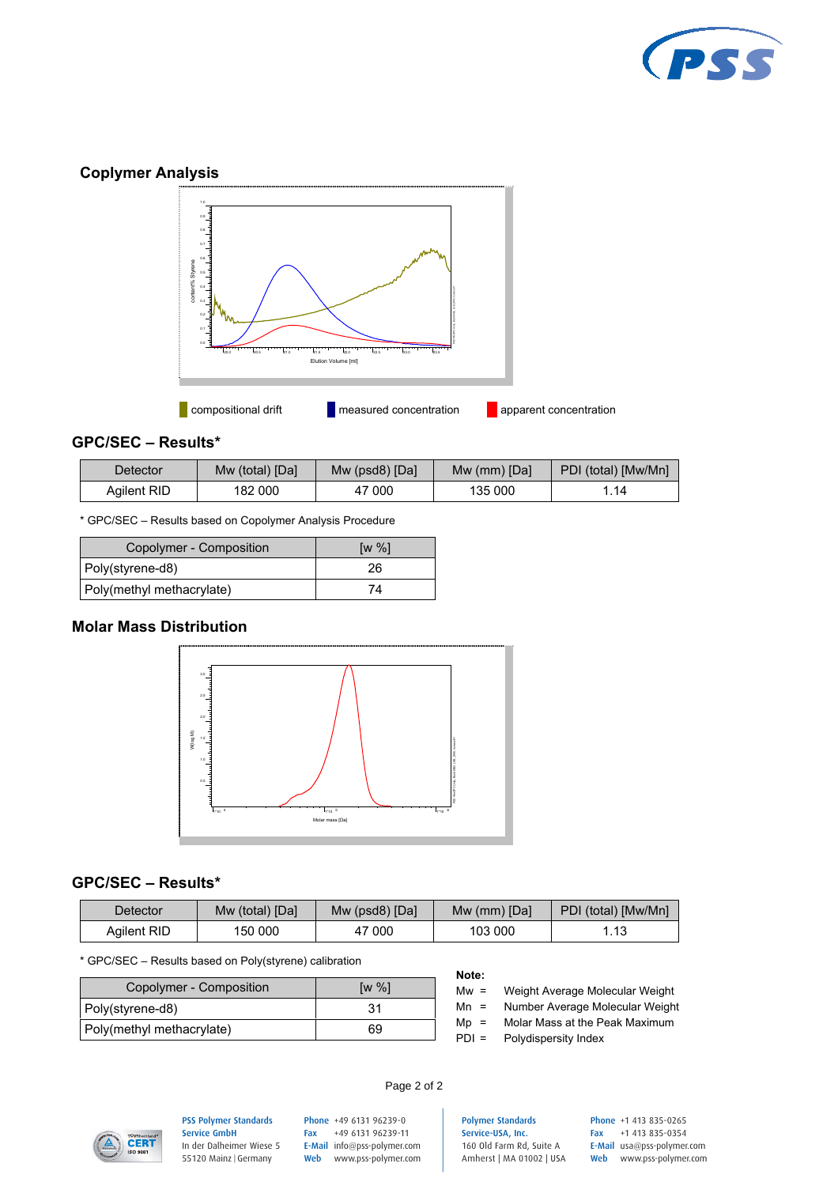## Coplymer Analysis

content% Styrene

Elution Volume [ml]

compositional drift    measured concentration    apparent concentration

## GPC/SEC – Results*

| Detector | Mw (total) [Da] | Mw (psd8) [Da] | Mw (mm) [Da] | PDI (total) [Mw/Mn] |
|---|---|---|---|---|
| Agilent RID | 182 000 | 47 000 | 135 000 | 1.14 |

* GPC/SEC – Results based on Copolymer Analysis Procedure

| Copolymer - Composition | [w %] |
|---|---|
| Poly(styrene-d8) | 26 |
| Poly(methyl methacrylate) | 74 |

## Molar Mass Distribution

W(log M)

Molar mass [Da]

## GPC/SEC – Results*

| Detector | Mw (total) [Da] | Mw (psd8) [Da] | Mw (mm) [Da] | PDI (total) [Mw/Mn] |
|---|---|---|---|---|
| Agilent RID | 150 000 | 47 000 | 103 000 | 1.13 |

* GPC/SEC – Results based on Poly(styrene) calibration

| Copolymer - Composition | [w %] |
|---|---|
| Poly(styrene-d8) | 31 |
| Poly(methyl methacrylate) | 69 |

**Note:**

Mw = Weight Average Molecular Weight
Mn = Number Average Molecular Weight
Mp = Molar Mass at the Peak Maximum
PDI = Polydispersity Index

**PSS Polymer Standards Service GmbH**
In der Dalheimer Wiese 5
55120 Mainz | Germany
Phone +49 6131 96239-0
Fax +49 6131 96239-11
E-Mail info@pss-polymer.com
Web www.pss-polymer.com

**Polymer Standards Service-USA, Inc.**
160 Old Farm Rd, Suite A
Amherst | MA 01002 | USA
Phone +1 413 835-0265
Fax +1 413 835-0354
E-Mail usa@pss-polymer.com
Web www.pss-polymer.com